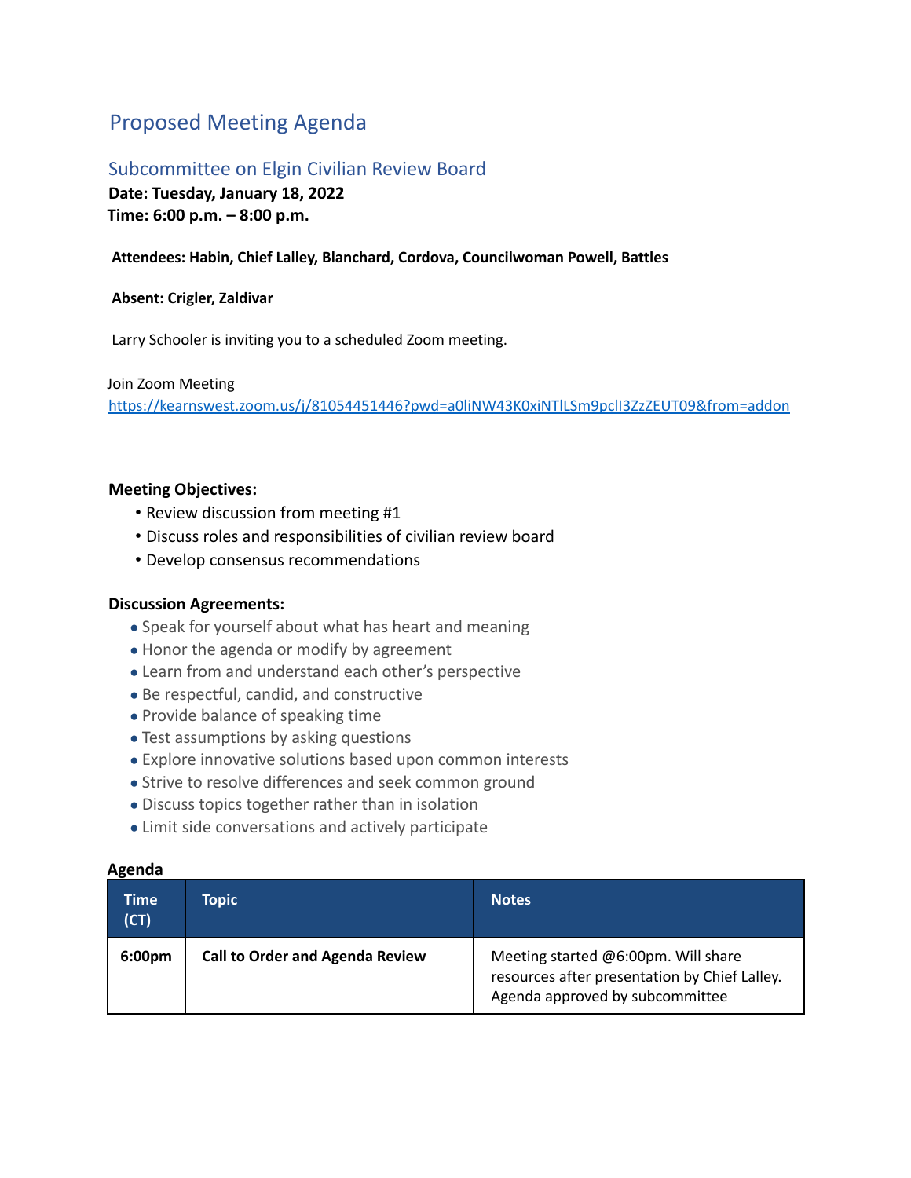# Proposed Meeting Agenda

## Subcommittee on Elgin Civilian Review Board

**Date: Tuesday, January 18, 2022**
**Time: 6:00 p.m. – 8:00 p.m.**

**Attendees: Habin, Chief Lalley, Blanchard, Cordova, Councilwoman Powell, Battles**

**Absent: Crigler, Zaldivar**

Larry Schooler is inviting you to a scheduled Zoom meeting.

Join Zoom Meeting
https://kearnswest.zoom.us/j/81054451446?pwd=a0liNW43K0xiNTlLSm9pclI3ZzZEUT09&from=addon

**Meeting Objectives:**

- Review discussion from meeting #1
- Discuss roles and responsibilities of civilian review board
- Develop consensus recommendations

**Discussion Agreements:**

- Speak for yourself about what has heart and meaning
- Honor the agenda or modify by agreement
- Learn from and understand each other's perspective
- Be respectful, candid, and constructive
- Provide balance of speaking time
- Test assumptions by asking questions
- Explore innovative solutions based upon common interests
- Strive to resolve differences and seek common ground
- Discuss topics together rather than in isolation
- Limit side conversations and actively participate

**Agenda**

| Time (CT) | Topic | Notes |
|---|---|---|
| **6:00pm** | **Call to Order and Agenda Review** | Meeting started @6:00pm. Will share resources after presentation by Chief Lalley. Agenda approved by subcommittee |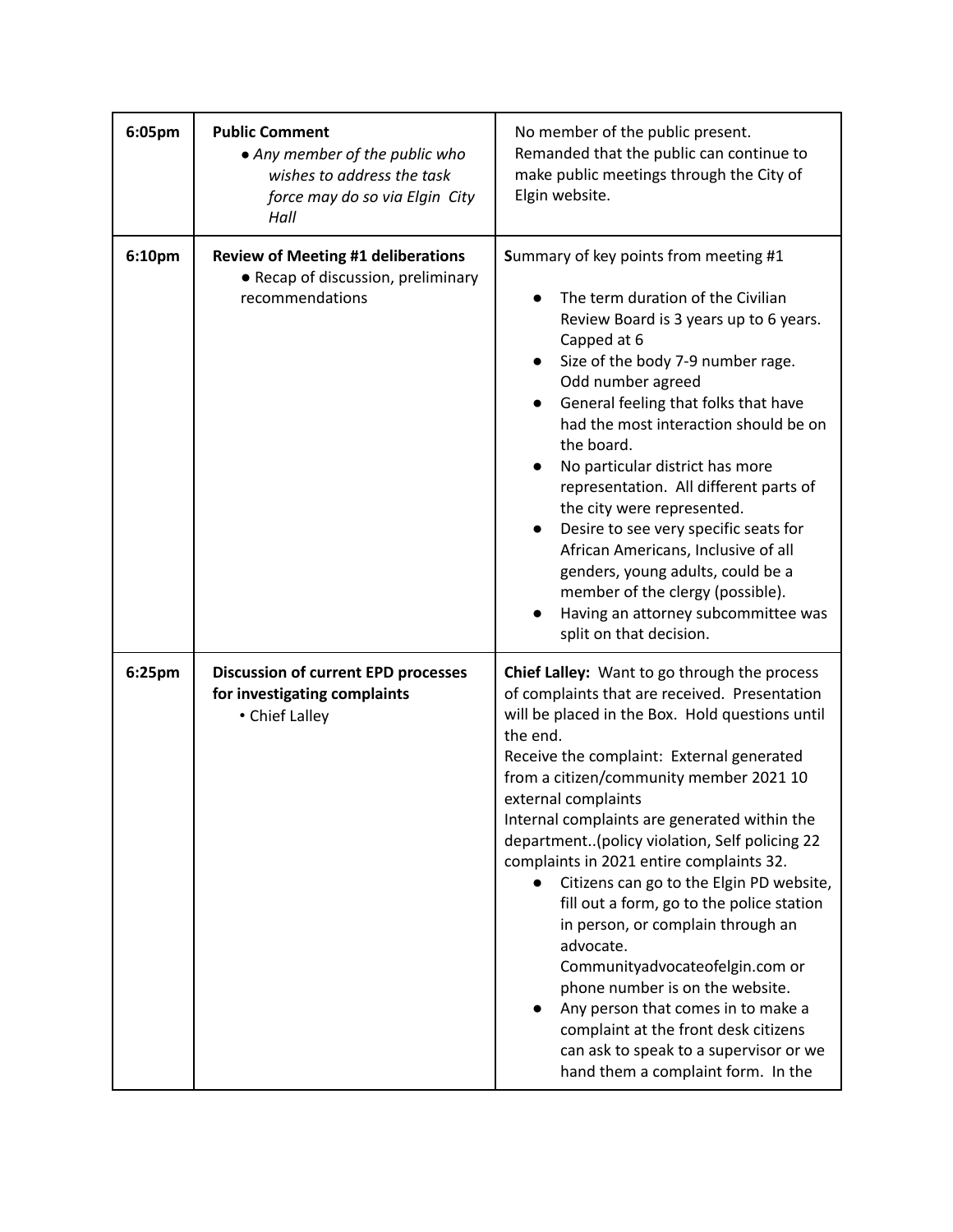| | | |
|---|---|---|
| 6:05pm | **Public Comment**<br>• *Any member of the public who wishes to address the task force may do so via Elgin City Hall* | No member of the public present. Remanded that the public can continue to make public meetings through the City of Elgin website. |
| 6:10pm | **Review of Meeting #1 deliberations**<br>• Recap of discussion, preliminary recommendations | **S**ummary of key points from meeting #1<br>• The term duration of the Civilian Review Board is 3 years up to 6 years. Capped at 6<br>• Size of the body 7-9 number rage. Odd number agreed<br>• General feeling that folks that have had the most interaction should be on the board.<br>• No particular district has more representation. All different parts of the city were represented.<br>• Desire to see very specific seats for African Americans, Inclusive of all genders, young adults, could be a member of the clergy (possible).<br>• Having an attorney subcommittee was split on that decision. |
| 6:25pm | **Discussion of current EPD processes for investigating complaints**<br>• Chief Lalley | **Chief Lalley:** Want to go through the process of complaints that are received. Presentation will be placed in the Box. Hold questions until the end.<br>Receive the complaint: External generated from a citizen/community member 2021 10 external complaints<br>Internal complaints are generated within the department..(policy violation, Self policing 22 complaints in 2021 entire complaints 32.<br>• Citizens can go to the Elgin PD website, fill out a form, go to the police station in person, or complain through an advocate. Communityadvocateofelgin.com or phone number is on the website.<br>• Any person that comes in to make a complaint at the front desk citizens can ask to speak to a supervisor or we hand them a complaint form. In the |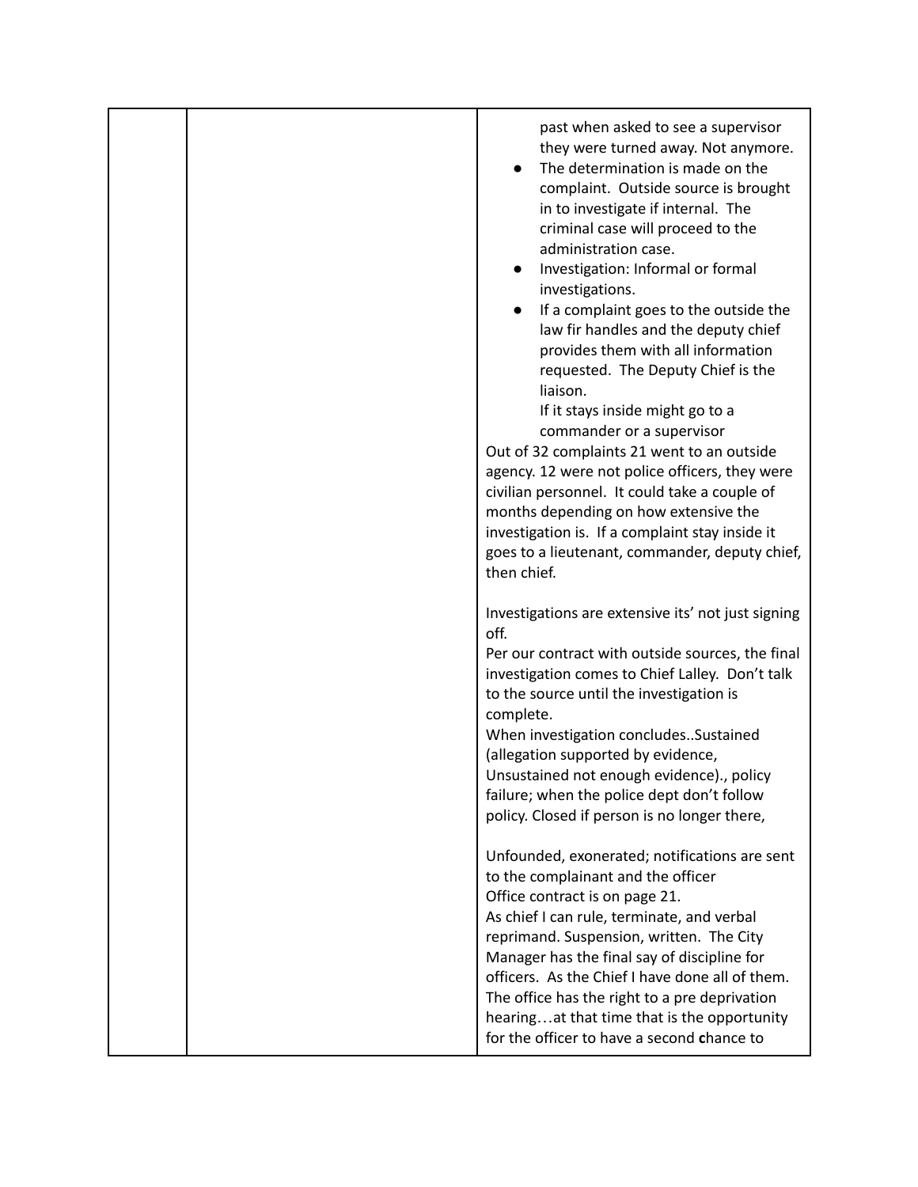| | | past when asked to see a supervisor they were turned away. Not anymore.<br>● The determination is made on the complaint. Outside source is brought in to investigate if internal. The criminal case will proceed to the administration case.<br>● Investigation: Informal or formal investigations.<br>● If a complaint goes to the outside the law fir handles and the deputy chief provides them with all information requested. The Deputy Chief is the liaison.<br>If it stays inside might go to a commander or a supervisor<br>Out of 32 complaints 21 went to an outside agency. 12 were not police officers, they were civilian personnel. It could take a couple of months depending on how extensive the investigation is. If a complaint stay inside it goes to a lieutenant, commander, deputy chief, then chief.<br><br>Investigations are extensive its' not just signing off.<br>Per our contract with outside sources, the final investigation comes to Chief Lalley. Don't talk to the source until the investigation is complete.<br>When investigation concludes..Sustained (allegation supported by evidence, Unsustained not enough evidence)., policy failure; when the police dept don't follow policy. Closed if person is no longer there,<br><br>Unfounded, exonerated; notifications are sent to the complainant and the officer<br>Office contract is on page 21.<br>As chief I can rule, terminate, and verbal reprimand. Suspension, written. The City Manager has the final say of discipline for officers. As the Chief I have done all of them. The office has the right to a pre deprivation hearing…at that time that is the opportunity for the officer to have a second **c**hance to |
|---|---|---|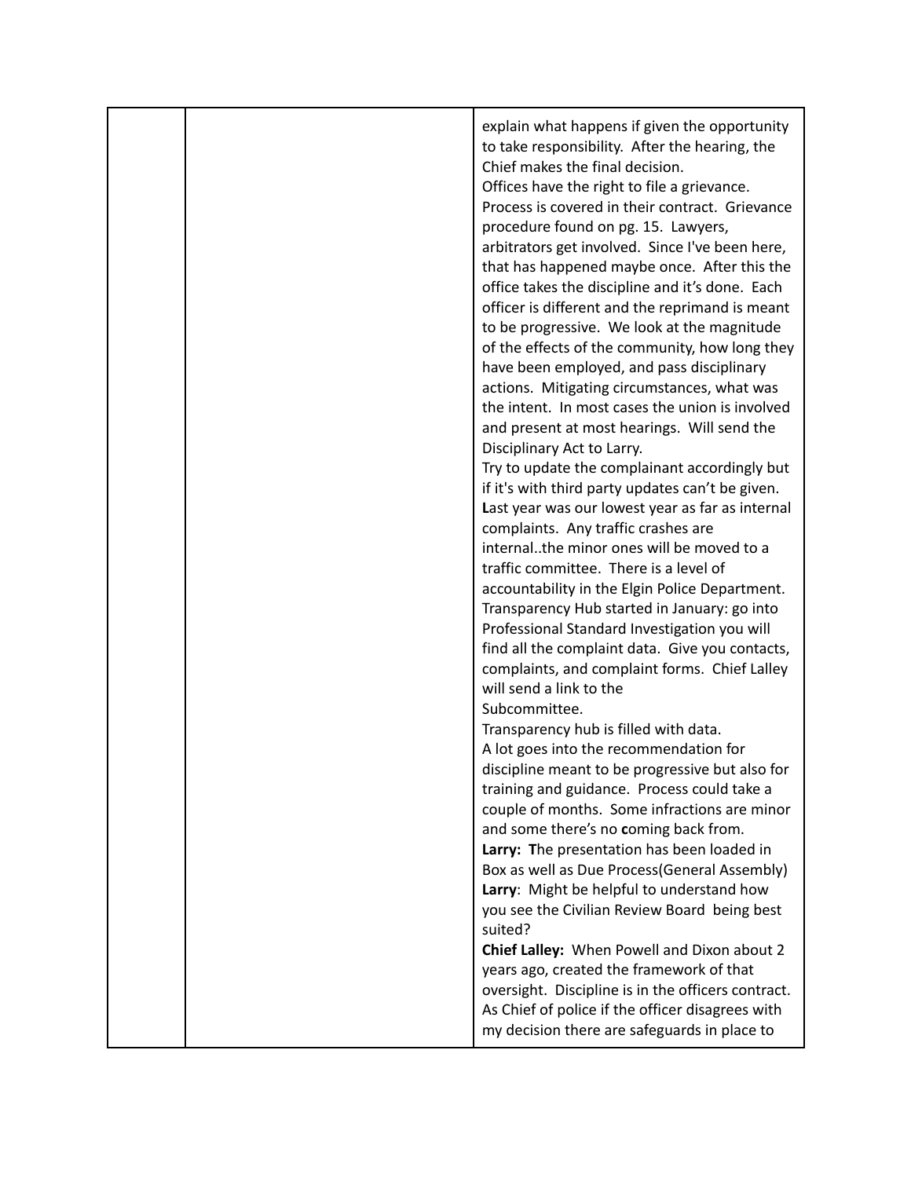| | | |
|---|---|---|
| | | explain what happens if given the opportunity to take responsibility. After the hearing, the Chief makes the final decision.<br>Offices have the right to file a grievance. Process is covered in their contract. Grievance procedure found on pg. 15. Lawyers, arbitrators get involved. Since I've been here, that has happened maybe once. After this the office takes the discipline and it's done. Each officer is different and the reprimand is meant to be progressive. We look at the magnitude of the effects of the community, how long they have been employed, and pass disciplinary actions. Mitigating circumstances, what was the intent. In most cases the union is involved and present at most hearings. Will send the Disciplinary Act to Larry.<br>Try to update the complainant accordingly but if it's with third party updates can't be given. **L**ast year was our lowest year as far as internal complaints. Any traffic crashes are internal..the minor ones will be moved to a traffic committee. There is a level of accountability in the Elgin Police Department. Transparency Hub started in January: go into Professional Standard Investigation you will find all the complaint data. Give you contacts, complaints, and complaint forms. Chief Lalley will send a link to the<br>Subcommittee.<br>Transparency hub is filled with data.<br>A lot goes into the recommendation for discipline meant to be progressive but also for training and guidance. Process could take a couple of months. Some infractions are minor and some there's no **c**oming back from.<br>**Larry: T**he presentation has been loaded in Box as well as Due Process(General Assembly)<br>**Larry**: Might be helpful to understand how you see the Civilian Review Board being best suited?<br>**Chief Lalley:** When Powell and Dixon about 2 years ago, created the framework of that oversight. Discipline is in the officers contract. As Chief of police if the officer disagrees with my decision there are safeguards in place to |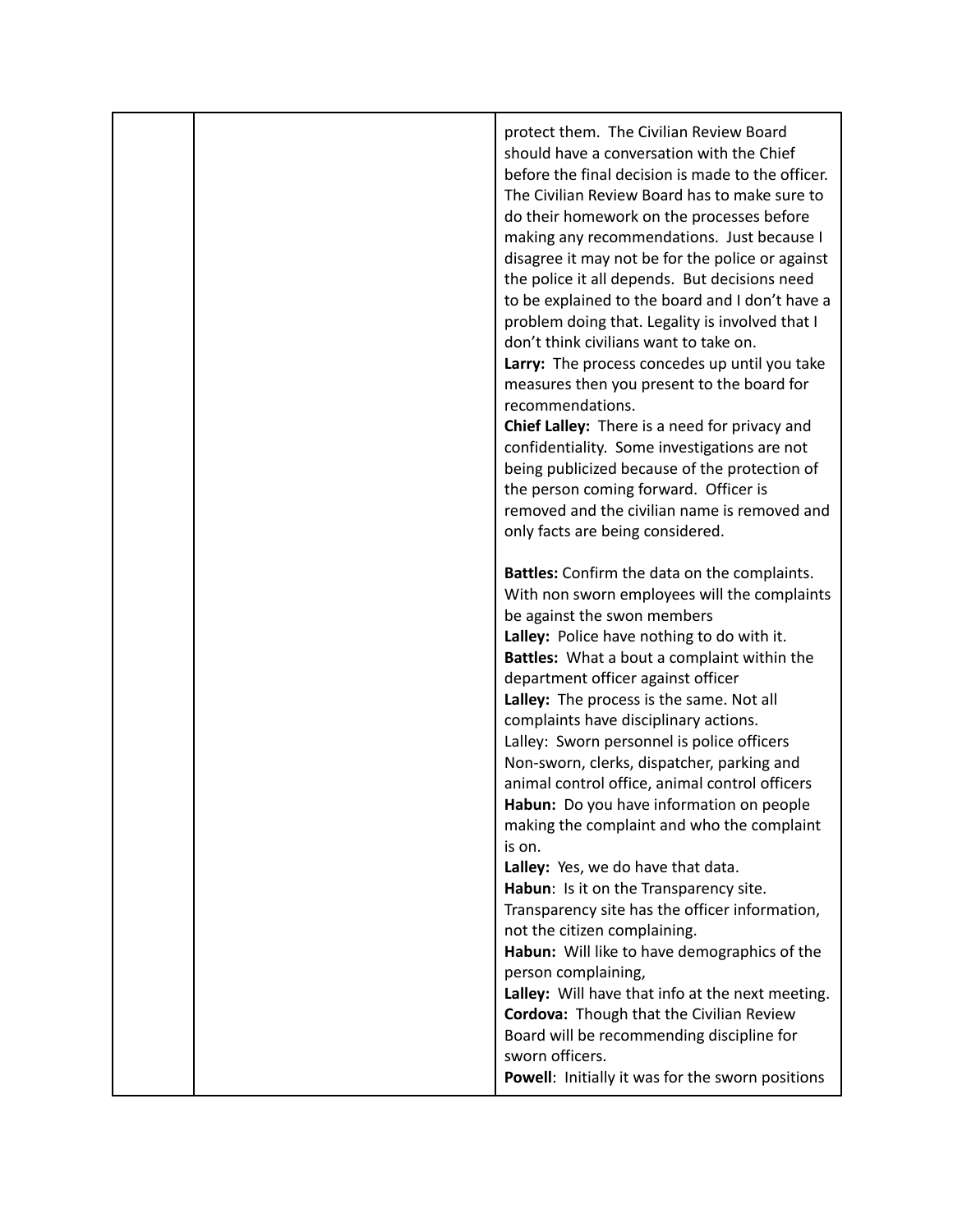| | | |
|---|---|---|
| | | protect them. The Civilian Review Board should have a conversation with the Chief before the final decision is made to the officer. The Civilian Review Board has to make sure to do their homework on the processes before making any recommendations. Just because I disagree it may not be for the police or against the police it all depends. But decisions need to be explained to the board and I don't have a problem doing that. Legality is involved that I don't think civilians want to take on.<br>**Larry:** The process concedes up until you take measures then you present to the board for recommendations.<br>**Chief Lalley:** There is a need for privacy and confidentiality. Some investigations are not being publicized because of the protection of the person coming forward. Officer is removed and the civilian name is removed and only facts are being considered.<br><br>**Battles:** Confirm the data on the complaints. With non sworn employees will the complaints be against the swon members<br>**Lalley:** Police have nothing to do with it.<br>**Battles:** What a bout a complaint within the department officer against officer<br>**Lalley:** The process is the same. Not all complaints have disciplinary actions.<br>Lalley: Sworn personnel is police officers Non-sworn, clerks, dispatcher, parking and animal control office, animal control officers<br>**Habun:** Do you have information on people making the complaint and who the complaint is on.<br>**Lalley:** Yes, we do have that data.<br>**Habun**: Is it on the Transparency site. Transparency site has the officer information, not the citizen complaining.<br>**Habun:** Will like to have demographics of the person complaining,<br>**Lalley:** Will have that info at the next meeting.<br>**Cordova:** Though that the Civilian Review Board will be recommending discipline for sworn officers.<br>**Powell**: Initially it was for the sworn positions |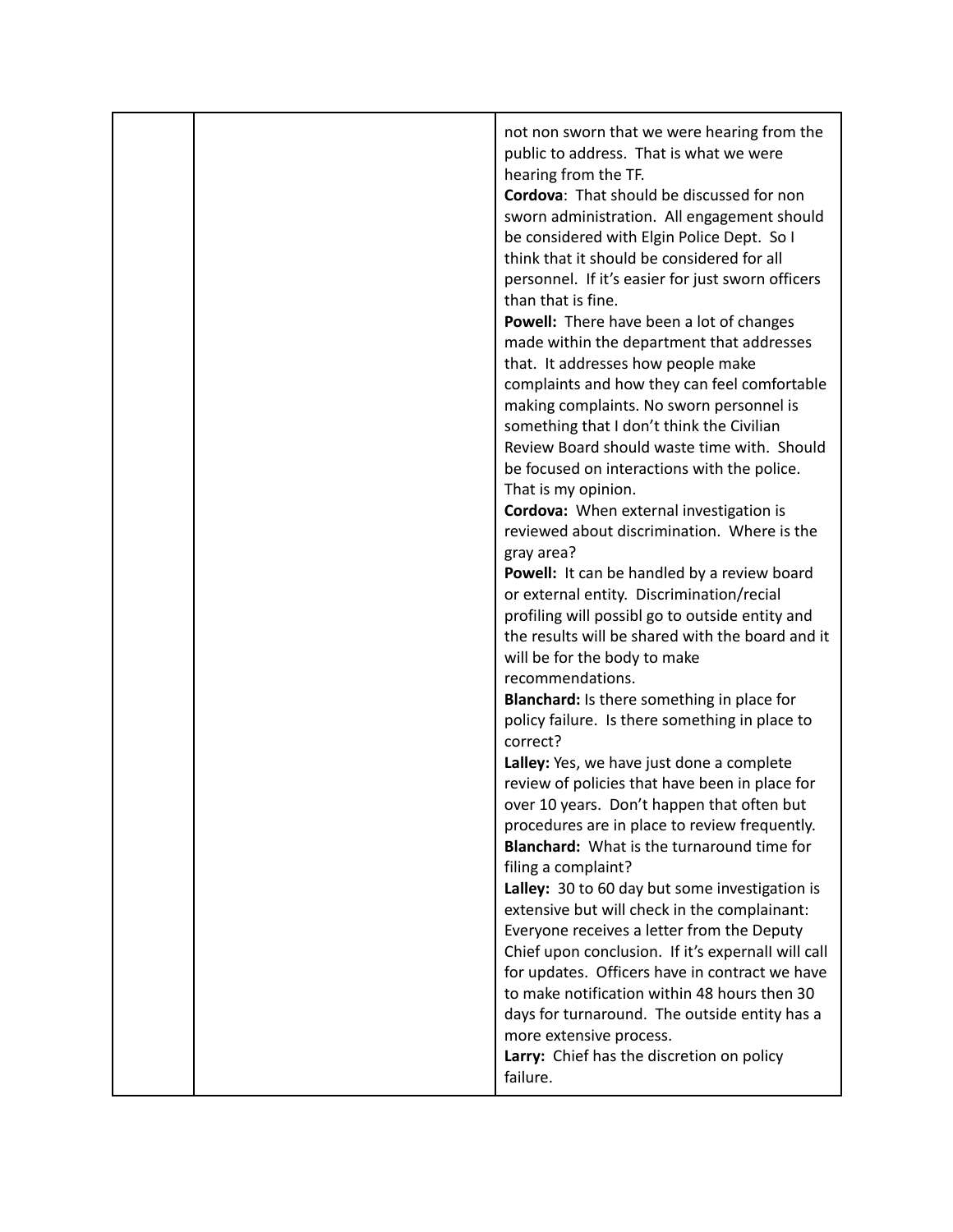| | | |
|---|---|---|
| | | not non sworn that we were hearing from the public to address. That is what we were hearing from the TF.<br>**Cordova**: That should be discussed for non sworn administration. All engagement should be considered with Elgin Police Dept. So I think that it should be considered for all personnel. If it's easier for just sworn officers than that is fine.<br>**Powell:** There have been a lot of changes made within the department that addresses that. It addresses how people make complaints and how they can feel comfortable making complaints. No sworn personnel is something that I don't think the Civilian Review Board should waste time with. Should be focused on interactions with the police. That is my opinion.<br>**Cordova:** When external investigation is reviewed about discrimination. Where is the gray area?<br>**Powell:** It can be handled by a review board or external entity. Discrimination/recial profiling will possibl go to outside entity and the results will be shared with the board and it will be for the body to make recommendations.<br>**Blanchard:** Is there something in place for policy failure. Is there something in place to correct?<br>**Lalley:** Yes, we have just done a complete review of policies that have been in place for over 10 years. Don't happen that often but procedures are in place to review frequently.<br>**Blanchard:** What is the turnaround time for filing a complaint?<br>**Lalley:** 30 to 60 day but some investigation is extensive but will check in the complainant: Everyone receives a letter from the Deputy Chief upon conclusion. If it's expernall will call for updates. Officers have in contract we have to make notification within 48 hours then 30 days for turnaround. The outside entity has a more extensive process.<br>**Larry:** Chief has the discretion on policy failure. |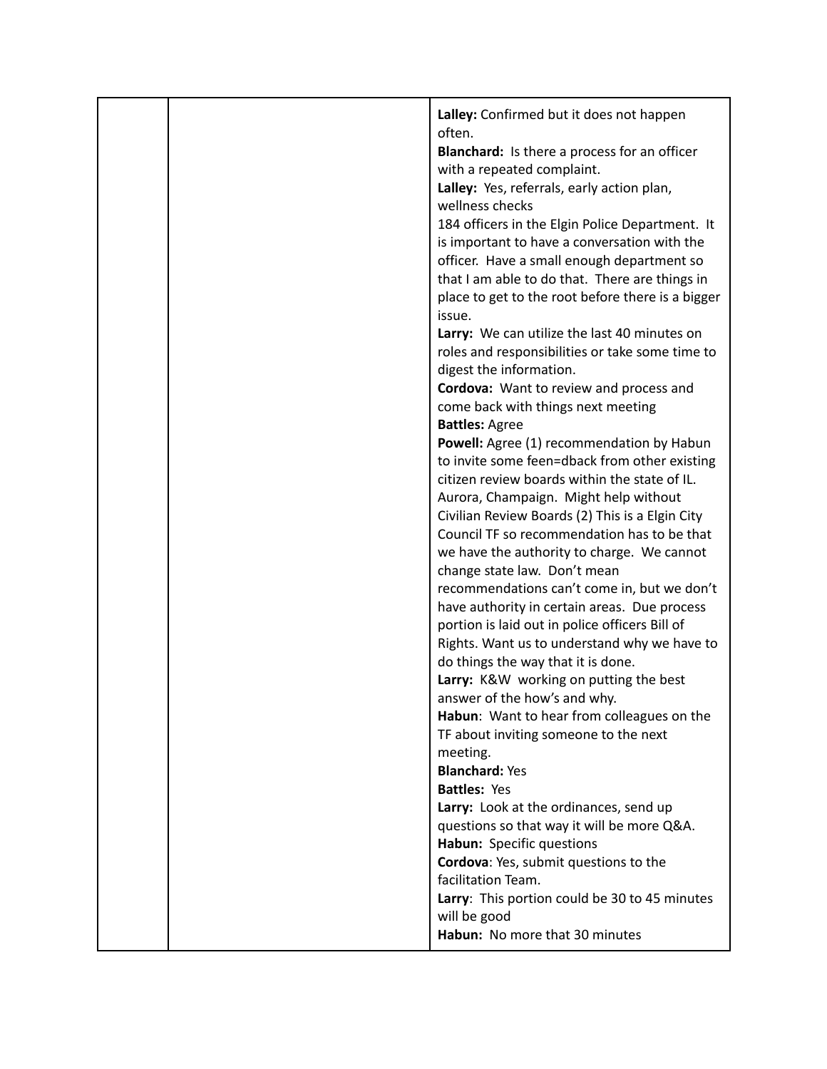| | | |
|---|---|---|
| | | **Lalley:** Confirmed but it does not happen often.<br>**Blanchard:** Is there a process for an officer with a repeated complaint.<br>**Lalley:** Yes, referrals, early action plan, wellness checks<br>184 officers in the Elgin Police Department. It is important to have a conversation with the officer. Have a small enough department so that I am able to do that. There are things in place to get to the root before there is a bigger issue.<br>**Larry:** We can utilize the last 40 minutes on roles and responsibilities or take some time to digest the information.<br>**Cordova:** Want to review and process and come back with things next meeting<br>**Battles:** Agree<br>**Powell:** Agree (1) recommendation by Habun to invite some feen=dback from other existing citizen review boards within the state of IL. Aurora, Champaign. Might help without Civilian Review Boards (2) This is a Elgin City Council TF so recommendation has to be that we have the authority to charge. We cannot change state law. Don't mean recommendations can't come in, but we don't have authority in certain areas. Due process portion is laid out in police officers Bill of Rights. Want us to understand why we have to do things the way that it is done.<br>**Larry:** K&W working on putting the best answer of the how's and why.<br>**Habun**: Want to hear from colleagues on the TF about inviting someone to the next meeting.<br>**Blanchard:** Yes<br>**Battles:** Yes<br>**Larry:** Look at the ordinances, send up questions so that way it will be more Q&A.<br>**Habun:** Specific questions<br>**Cordova**: Yes, submit questions to the facilitation Team.<br>**Larry**: This portion could be 30 to 45 minutes will be good<br>**Habun:** No more that 30 minutes |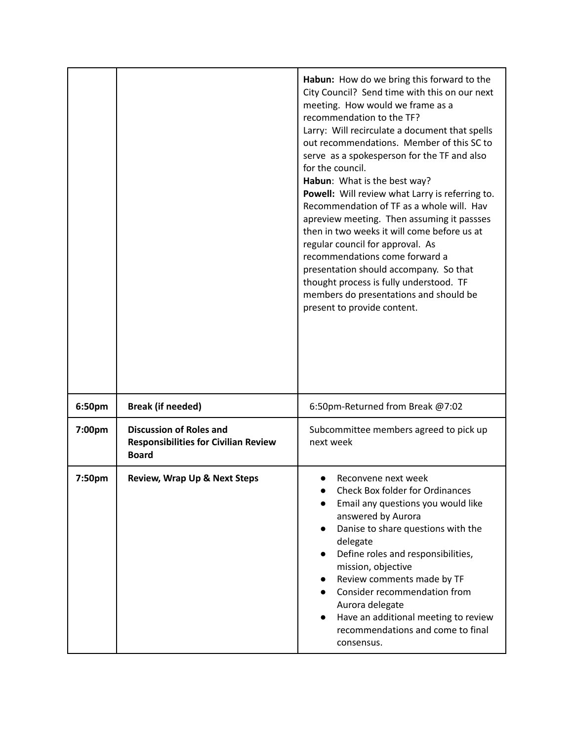| | | |
|---|---|---|
| | | **Habun:** How do we bring this forward to the City Council? Send time with this on our next meeting. How would we frame as a recommendation to the TF?<br>Larry: Will recirculate a document that spells out recommendations. Member of this SC to serve as a spokesperson for the TF and also for the council.<br>**Habun**: What is the best way?<br>**Powell:** Will review what Larry is referring to. Recommendation of TF as a whole will. Hav apreview meeting. Then assuming it passses then in two weeks it will come before us at regular council for approval. As recommendations come forward a presentation should accompany. So that thought process is fully understood. TF members do presentations and should be present to provide content. |
| **6:50pm** | **Break (if needed)** | 6:50pm-Returned from Break @7:02 |
| **7:00pm** | **Discussion of Roles and Responsibilities for Civilian Review Board** | Subcommittee members agreed to pick up next week |
| **7:50pm** | **Review, Wrap Up & Next Steps** | • Reconvene next week<br>• Check Box folder for Ordinances<br>• Email any questions you would like answered by Aurora<br>• Danise to share questions with the delegate<br>• Define roles and responsibilities, mission, objective<br>• Review comments made by TF<br>• Consider recommendation from Aurora delegate<br>• Have an additional meeting to review recommendations and come to final consensus. |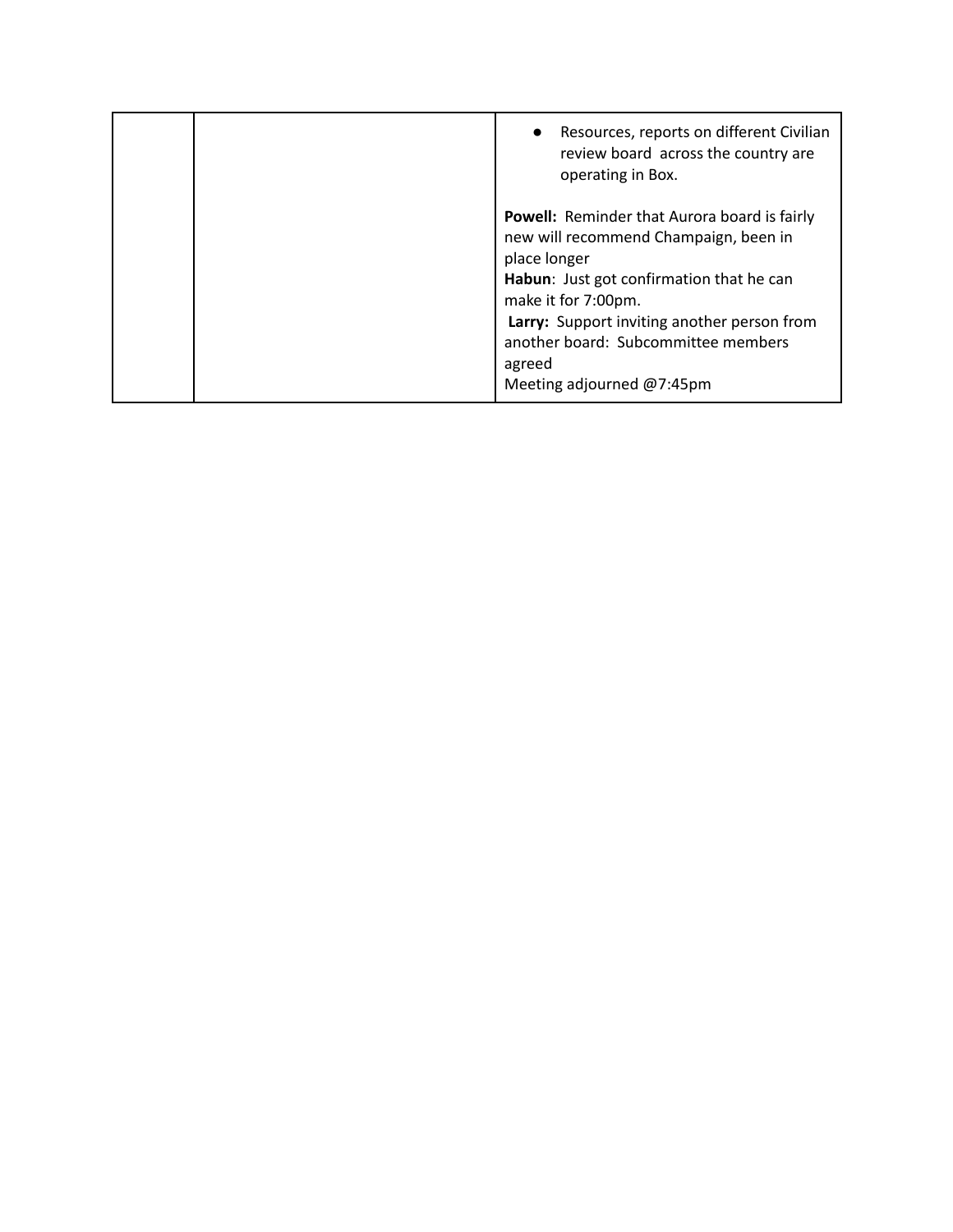| | | |
|---|---|---|
| | | • Resources, reports on different Civilian review board across the country are operating in Box.<br><br>**Powell:** Reminder that Aurora board is fairly new will recommend Champaign, been in place longer<br>**Habun**: Just got confirmation that he can make it for 7:00pm.<br>**Larry:** Support inviting another person from another board: Subcommittee members agreed<br>Meeting adjourned @7:45pm |